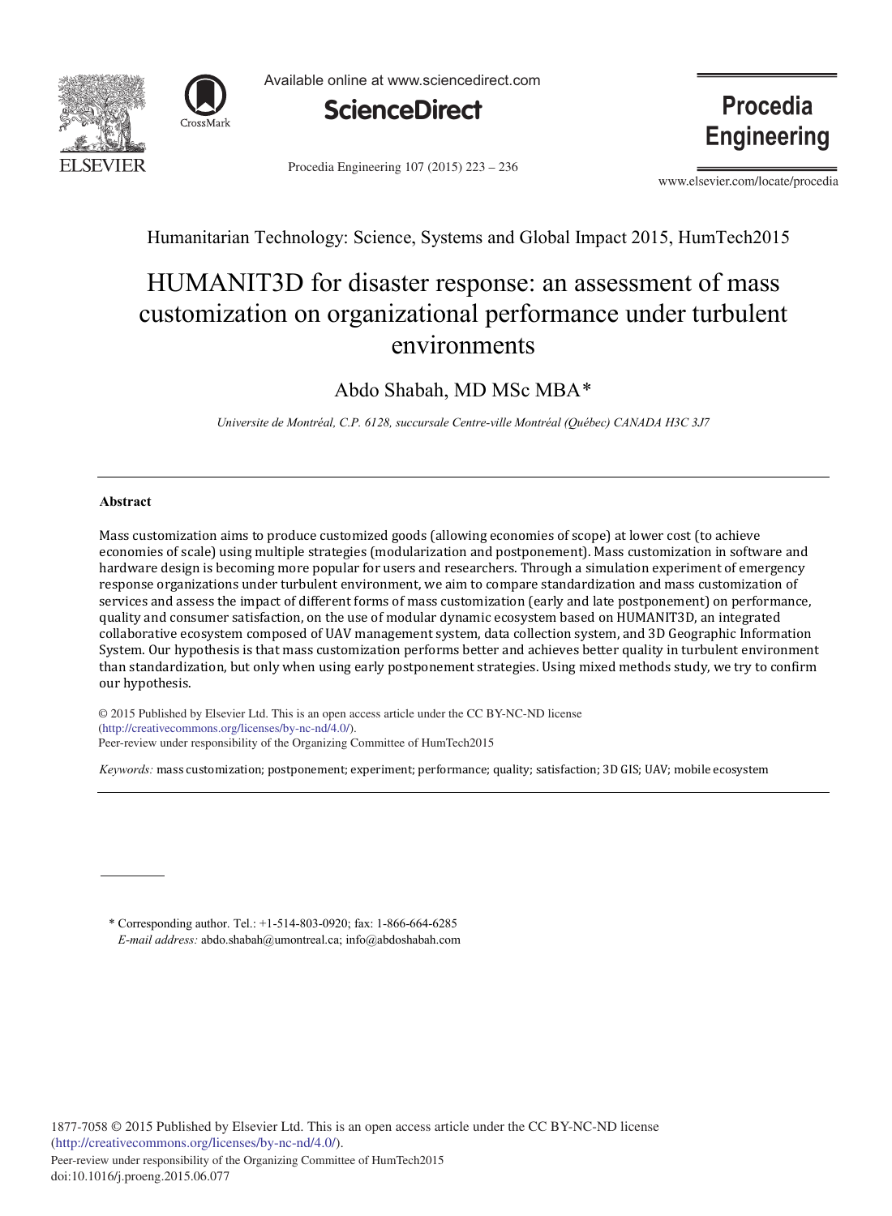Humanitarian Technology: Science, Systems and Global Impact 2015, HumTech2015

# HUMANIT3D for disaster response: an assessment of mass customization on organizational performance under turbulent environments

Abdo Shabah, MD MSc MBA*

*Universite de Montréal, C.P. 6128, succursale Centre-ville Montréal (Québec) CANADA H3C 3J7*

---

**Abstract**

Mass customization aims to produce customized goods (allowing economies of scope) at lower cost (to achieve economies of scale) using multiple strategies (modularization and postponement). Mass customization in software and hardware design is becoming more popular for users and researchers. Through a simulation experiment of emergency response organizations under turbulent environment, we aim to compare standardization and mass customization of services and assess the impact of different forms of mass customization (early and late postponement) on performance, quality and consumer satisfaction, on the use of modular dynamic ecosystem based on HUMANIT3D, an integrated collaborative ecosystem composed of UAV management system, data collection system, and 3D Geographic Information System. Our hypothesis is that mass customization performs better and achieves better quality in turbulent environment than standardization, but only when using early postponement strategies. Using mixed methods study, we try to confirm our hypothesis.

© 2015 Published by Elsevier Ltd. This is an open access article under the CC BY-NC-ND license (http://creativecommons.org/licenses/by-nc-nd/4.0/).
Peer-review under responsibility of the Organizing Committee of HumTech2015

*Keywords:* mass customization; postponement; experiment; performance; quality; satisfaction; 3D GIS; UAV; mobile ecosystem

---

\* Corresponding author. Tel.: +1-514-803-0920; fax: 1-866-664-6285
*E-mail address:* abdo.shabah@umontreal.ca; info@abdoshabah.com

1877-7058 © 2015 Published by Elsevier Ltd. This is an open access article under the CC BY-NC-ND license (http://creativecommons.org/licenses/by-nc-nd/4.0/).
Peer-review under responsibility of the Organizing Committee of HumTech2015
doi:10.1016/j.proeng.2015.06.077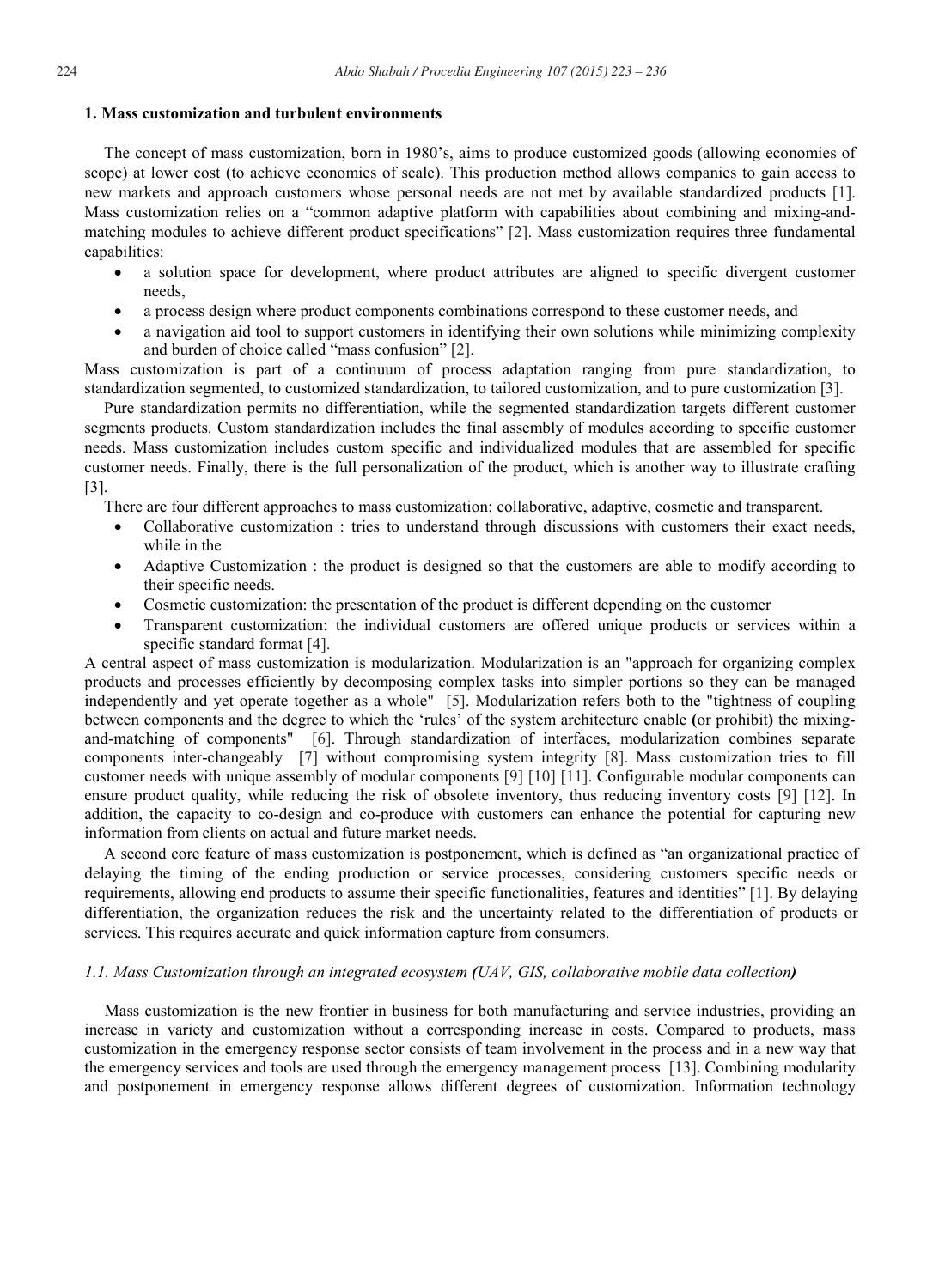## 1. Mass customization and turbulent environments

The concept of mass customization, born in 1980's, aims to produce customized goods (allowing economies of scope) at lower cost (to achieve economies of scale). This production method allows companies to gain access to new markets and approach customers whose personal needs are not met by available standardized products [1]. Mass customization relies on a "common adaptive platform with capabilities about combining and mixing-and-matching modules to achieve different product specifications" [2]. Mass customization requires three fundamental capabilities:

- a solution space for development, where product attributes are aligned to specific divergent customer needs,
- a process design where product components combinations correspond to these customer needs, and
- a navigation aid tool to support customers in identifying their own solutions while minimizing complexity and burden of choice called "mass confusion" [2].

Mass customization is part of a continuum of process adaptation ranging from pure standardization, to standardization segmented, to customized standardization, to tailored customization, and to pure customization [3].

Pure standardization permits no differentiation, while the segmented standardization targets different customer segments products. Custom standardization includes the final assembly of modules according to specific customer needs. Mass customization includes custom specific and individualized modules that are assembled for specific customer needs. Finally, there is the full personalization of the product, which is another way to illustrate crafting [3].

There are four different approaches to mass customization: collaborative, adaptive, cosmetic and transparent.

- Collaborative customization : tries to understand through discussions with customers their exact needs, while in the
- Adaptive Customization : the product is designed so that the customers are able to modify according to their specific needs.
- Cosmetic customization: the presentation of the product is different depending on the customer
- Transparent customization: the individual customers are offered unique products or services within a specific standard format [4].

A central aspect of mass customization is modularization. Modularization is an "approach for organizing complex products and processes efficiently by decomposing complex tasks into simpler portions so they can be managed independently and yet operate together as a whole" [5]. Modularization refers both to the "tightness of coupling between components and the degree to which the 'rules' of the system architecture enable (or prohibit) the mixing-and-matching of components" [6]. Through standardization of interfaces, modularization combines separate components inter-changeably [7] without compromising system integrity [8]. Mass customization tries to fill customer needs with unique assembly of modular components [9] [10] [11]. Configurable modular components can ensure product quality, while reducing the risk of obsolete inventory, thus reducing inventory costs [9] [12]. In addition, the capacity to co-design and co-produce with customers can enhance the potential for capturing new information from clients on actual and future market needs.

A second core feature of mass customization is postponement, which is defined as "an organizational practice of delaying the timing of the ending production or service processes, considering customers specific needs or requirements, allowing end products to assume their specific functionalities, features and identities" [1]. By delaying differentiation, the organization reduces the risk and the uncertainty related to the differentiation of products or services. This requires accurate and quick information capture from consumers.

### *1.1. Mass Customization through an integrated ecosystem (UAV, GIS, collaborative mobile data collection)*

Mass customization is the new frontier in business for both manufacturing and service industries, providing an increase in variety and customization without a corresponding increase in costs. Compared to products, mass customization in the emergency response sector consists of team involvement in the process and in a new way that the emergency services and tools are used through the emergency management process [13]. Combining modularity and postponement in emergency response allows different degrees of customization. Information technology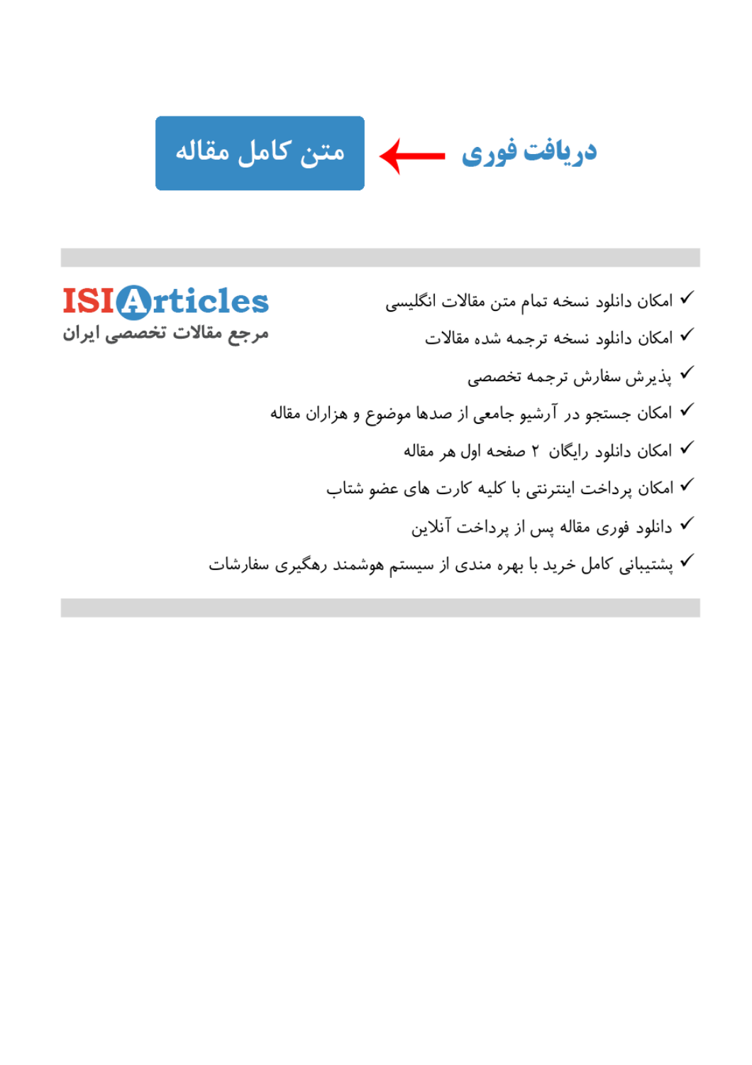دریافت فوری ← متن کامل مقاله

**ISIArticles**
مرجع مقالات تخصصی ایران

- ✓ امکان دانلود نسخه تمام متن مقالات انگلیسی
- ✓ امکان دانلود نسخه ترجمه شده مقالات
- ✓ پذیرش سفارش ترجمه تخصصی
- ✓ امکان جستجو در آرشیو جامعی از صدها موضوع و هزاران مقاله
- ✓ امکان دانلود رایگان ۲ صفحه اول هر مقاله
- ✓ امکان پرداخت اینترنتی با کلیه کارت های عضو شتاب
- ✓ دانلود فوری مقاله پس از پرداخت آنلاین
- ✓ پشتیبانی کامل خرید با بهره مندی از سیستم هوشمند رهگیری سفارشات